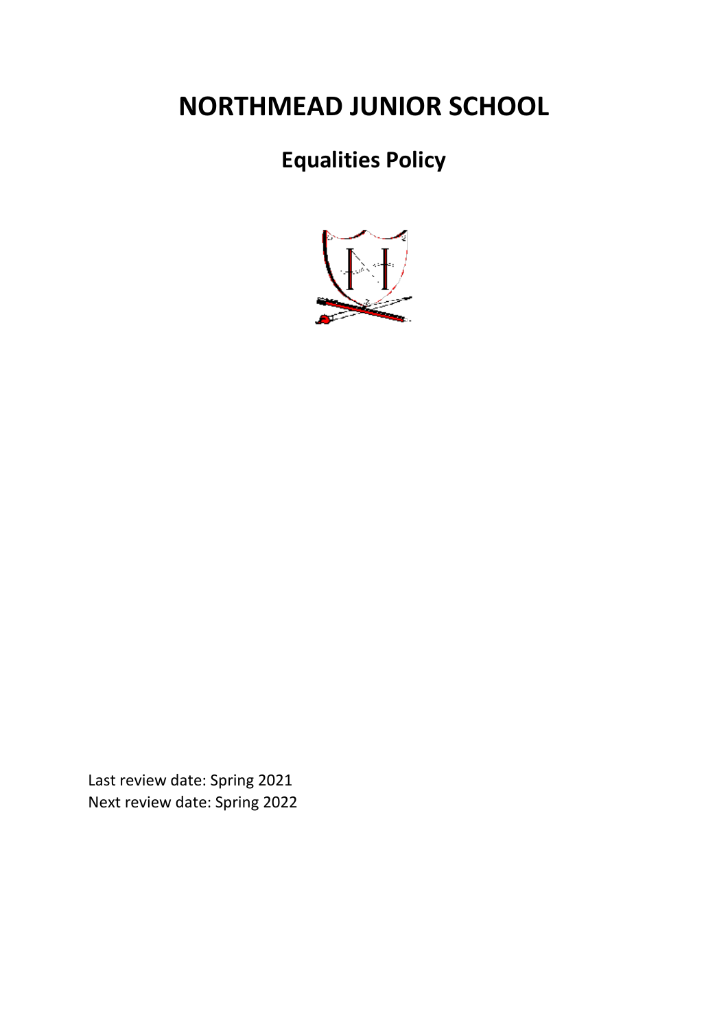# NORTHMEAD JUNIOR SCHOOL

## Equalities Policy

Last review date: Spring 2021
Next review date: Spring 2022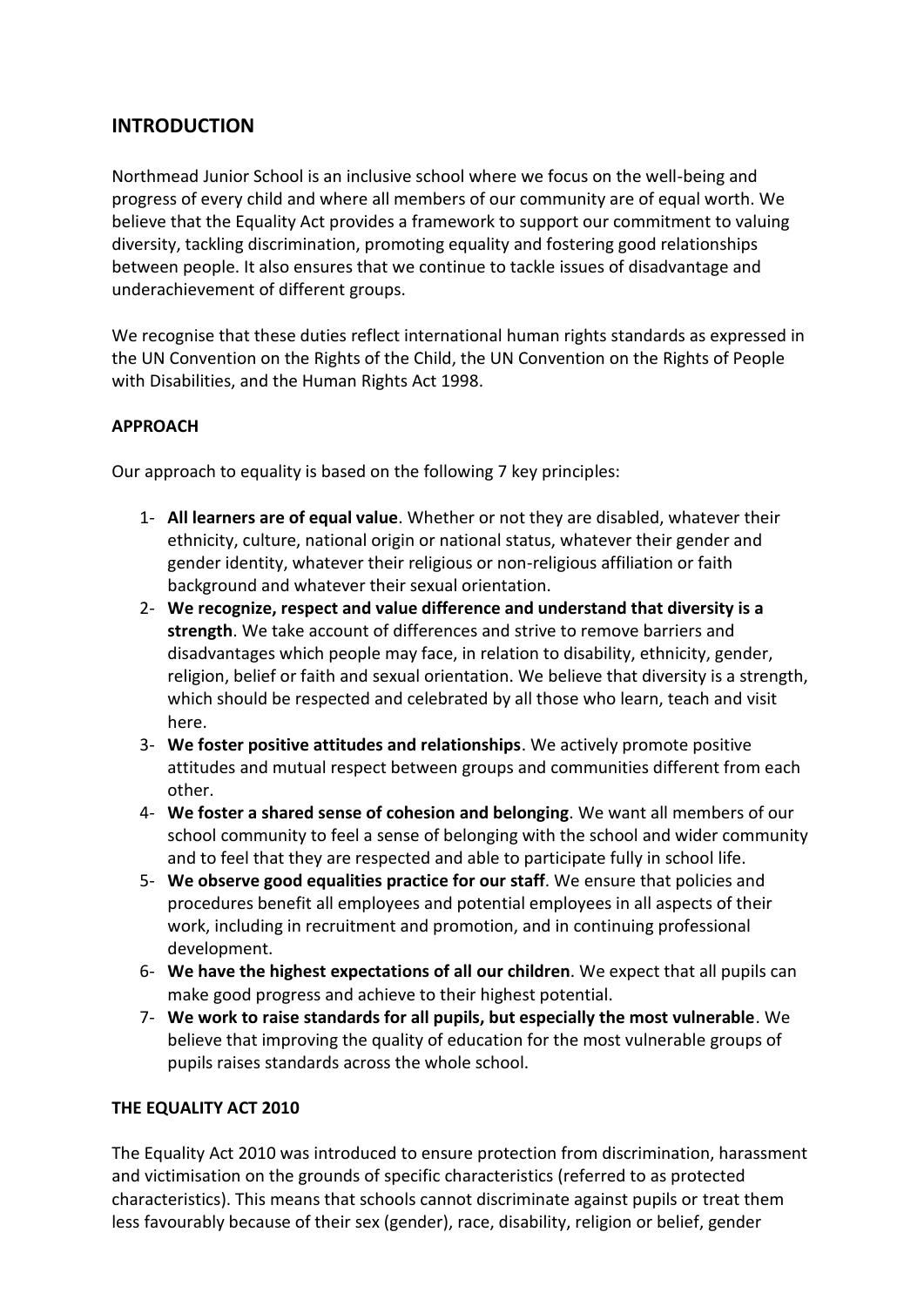## INTRODUCTION

Northmead Junior School is an inclusive school where we focus on the well-being and progress of every child and where all members of our community are of equal worth. We believe that the Equality Act provides a framework to support our commitment to valuing diversity, tackling discrimination, promoting equality and fostering good relationships between people. It also ensures that we continue to tackle issues of disadvantage and underachievement of different groups.

We recognise that these duties reflect international human rights standards as expressed in the UN Convention on the Rights of the Child, the UN Convention on the Rights of People with Disabilities, and the Human Rights Act 1998.

### APPROACH

Our approach to equality is based on the following 7 key principles:

1- **All learners are of equal value**. Whether or not they are disabled, whatever their ethnicity, culture, national origin or national status, whatever their gender and gender identity, whatever their religious or non-religious affiliation or faith background and whatever their sexual orientation.

2- **We recognize, respect and value difference and understand that diversity is a strength**. We take account of differences and strive to remove barriers and disadvantages which people may face, in relation to disability, ethnicity, gender, religion, belief or faith and sexual orientation. We believe that diversity is a strength, which should be respected and celebrated by all those who learn, teach and visit here.

3- **We foster positive attitudes and relationships**. We actively promote positive attitudes and mutual respect between groups and communities different from each other.

4- **We foster a shared sense of cohesion and belonging**. We want all members of our school community to feel a sense of belonging with the school and wider community and to feel that they are respected and able to participate fully in school life.

5- **We observe good equalities practice for our staff**. We ensure that policies and procedures benefit all employees and potential employees in all aspects of their work, including in recruitment and promotion, and in continuing professional development.

6- **We have the highest expectations of all our children**. We expect that all pupils can make good progress and achieve to their highest potential.

7- **We work to raise standards for all pupils, but especially the most vulnerable**. We believe that improving the quality of education for the most vulnerable groups of pupils raises standards across the whole school.

### THE EQUALITY ACT 2010

The Equality Act 2010 was introduced to ensure protection from discrimination, harassment and victimisation on the grounds of specific characteristics (referred to as protected characteristics). This means that schools cannot discriminate against pupils or treat them less favourably because of their sex (gender), race, disability, religion or belief, gender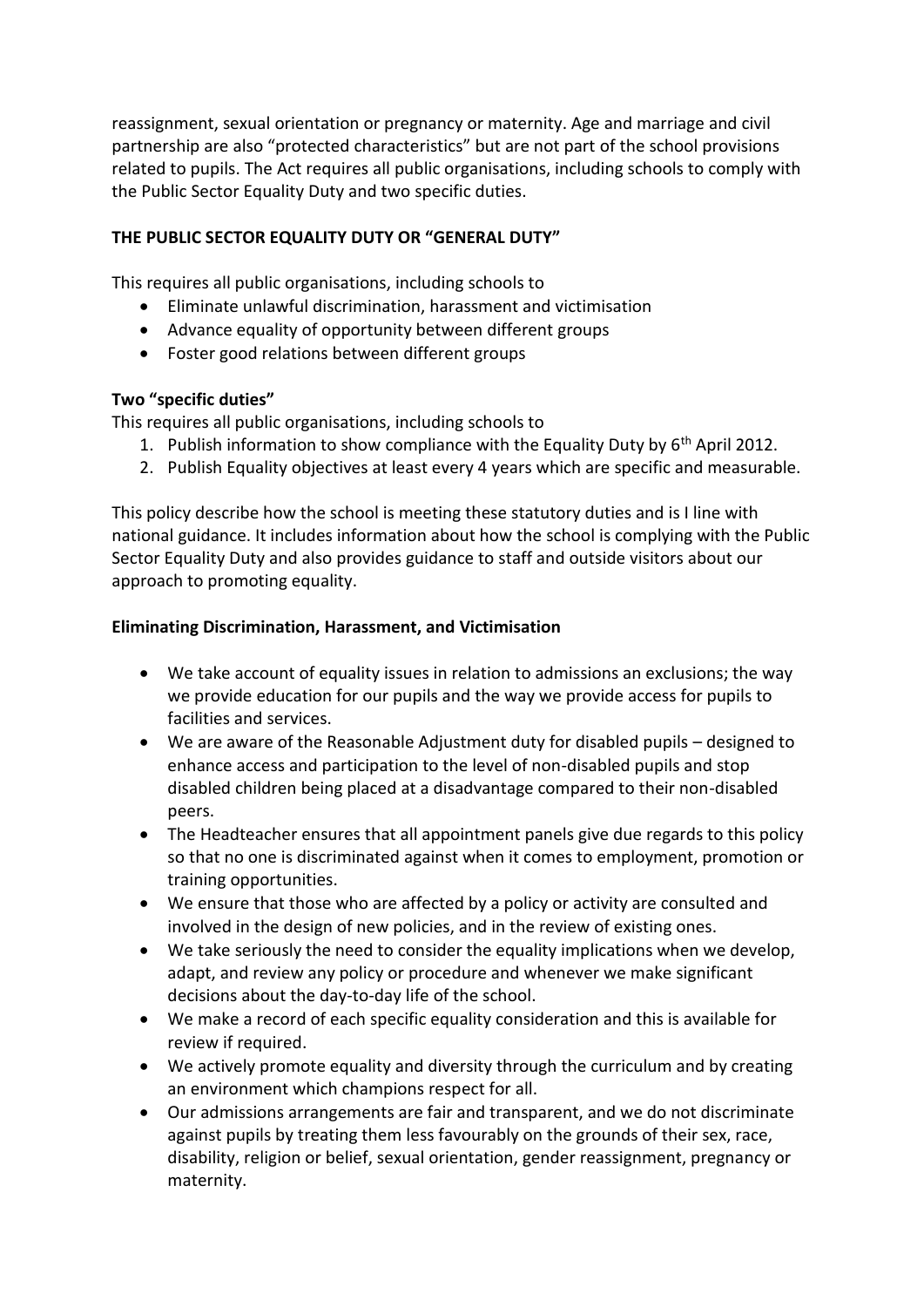reassignment, sexual orientation or pregnancy or maternity. Age and marriage and civil partnership are also "protected characteristics" but are not part of the school provisions related to pupils. The Act requires all public organisations, including schools to comply with the Public Sector Equality Duty and two specific duties.

**THE PUBLIC SECTOR EQUALITY DUTY OR "GENERAL DUTY"**

This requires all public organisations, including schools to

- Eliminate unlawful discrimination, harassment and victimisation
- Advance equality of opportunity between different groups
- Foster good relations between different groups

**Two "specific duties"**

This requires all public organisations, including schools to

1. Publish information to show compliance with the Equality Duty by 6th April 2012.
2. Publish Equality objectives at least every 4 years which are specific and measurable.

This policy describe how the school is meeting these statutory duties and is I line with national guidance. It includes information about how the school is complying with the Public Sector Equality Duty and also provides guidance to staff and outside visitors about our approach to promoting equality.

**Eliminating Discrimination, Harassment, and Victimisation**

- We take account of equality issues in relation to admissions an exclusions; the way we provide education for our pupils and the way we provide access for pupils to facilities and services.
- We are aware of the Reasonable Adjustment duty for disabled pupils – designed to enhance access and participation to the level of non-disabled pupils and stop disabled children being placed at a disadvantage compared to their non-disabled peers.
- The Headteacher ensures that all appointment panels give due regards to this policy so that no one is discriminated against when it comes to employment, promotion or training opportunities.
- We ensure that those who are affected by a policy or activity are consulted and involved in the design of new policies, and in the review of existing ones.
- We take seriously the need to consider the equality implications when we develop, adapt, and review any policy or procedure and whenever we make significant decisions about the day-to-day life of the school.
- We make a record of each specific equality consideration and this is available for review if required.
- We actively promote equality and diversity through the curriculum and by creating an environment which champions respect for all.
- Our admissions arrangements are fair and transparent, and we do not discriminate against pupils by treating them less favourably on the grounds of their sex, race, disability, religion or belief, sexual orientation, gender reassignment, pregnancy or maternity.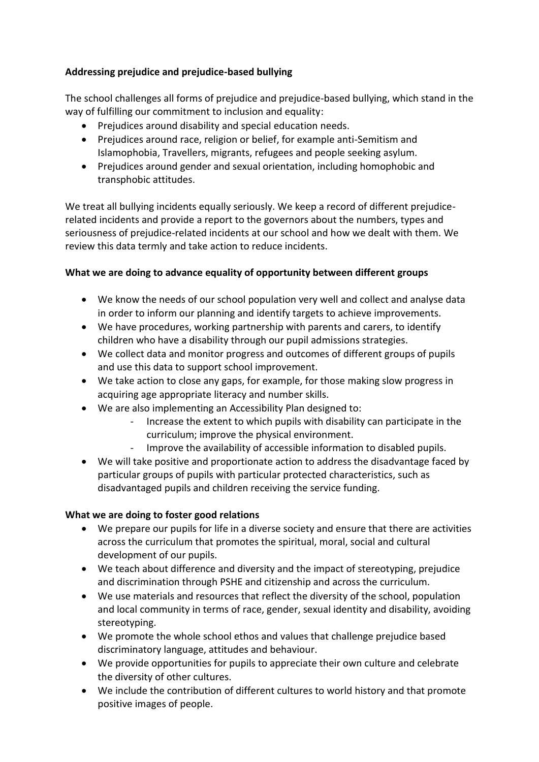**Addressing prejudice and prejudice-based bullying**

The school challenges all forms of prejudice and prejudice-based bullying, which stand in the way of fulfilling our commitment to inclusion and equality:

- Prejudices around disability and special education needs.
- Prejudices around race, religion or belief, for example anti-Semitism and Islamophobia, Travellers, migrants, refugees and people seeking asylum.
- Prejudices around gender and sexual orientation, including homophobic and transphobic attitudes.

We treat all bullying incidents equally seriously. We keep a record of different prejudice-related incidents and provide a report to the governors about the numbers, types and seriousness of prejudice-related incidents at our school and how we dealt with them. We review this data termly and take action to reduce incidents.

**What we are doing to advance equality of opportunity between different groups**

- We know the needs of our school population very well and collect and analyse data in order to inform our planning and identify targets to achieve improvements.
- We have procedures, working partnership with parents and carers, to identify children who have a disability through our pupil admissions strategies.
- We collect data and monitor progress and outcomes of different groups of pupils and use this data to support school improvement.
- We take action to close any gaps, for example, for those making slow progress in acquiring age appropriate literacy and number skills.
- We are also implementing an Accessibility Plan designed to:
    - Increase the extent to which pupils with disability can participate in the curriculum; improve the physical environment.
    - Improve the availability of accessible information to disabled pupils.
- We will take positive and proportionate action to address the disadvantage faced by particular groups of pupils with particular protected characteristics, such as disadvantaged pupils and children receiving the service funding.

**What we are doing to foster good relations**

- We prepare our pupils for life in a diverse society and ensure that there are activities across the curriculum that promotes the spiritual, moral, social and cultural development of our pupils.
- We teach about difference and diversity and the impact of stereotyping, prejudice and discrimination through PSHE and citizenship and across the curriculum.
- We use materials and resources that reflect the diversity of the school, population and local community in terms of race, gender, sexual identity and disability, avoiding stereotyping.
- We promote the whole school ethos and values that challenge prejudice based discriminatory language, attitudes and behaviour.
- We provide opportunities for pupils to appreciate their own culture and celebrate the diversity of other cultures.
- We include the contribution of different cultures to world history and that promote positive images of people.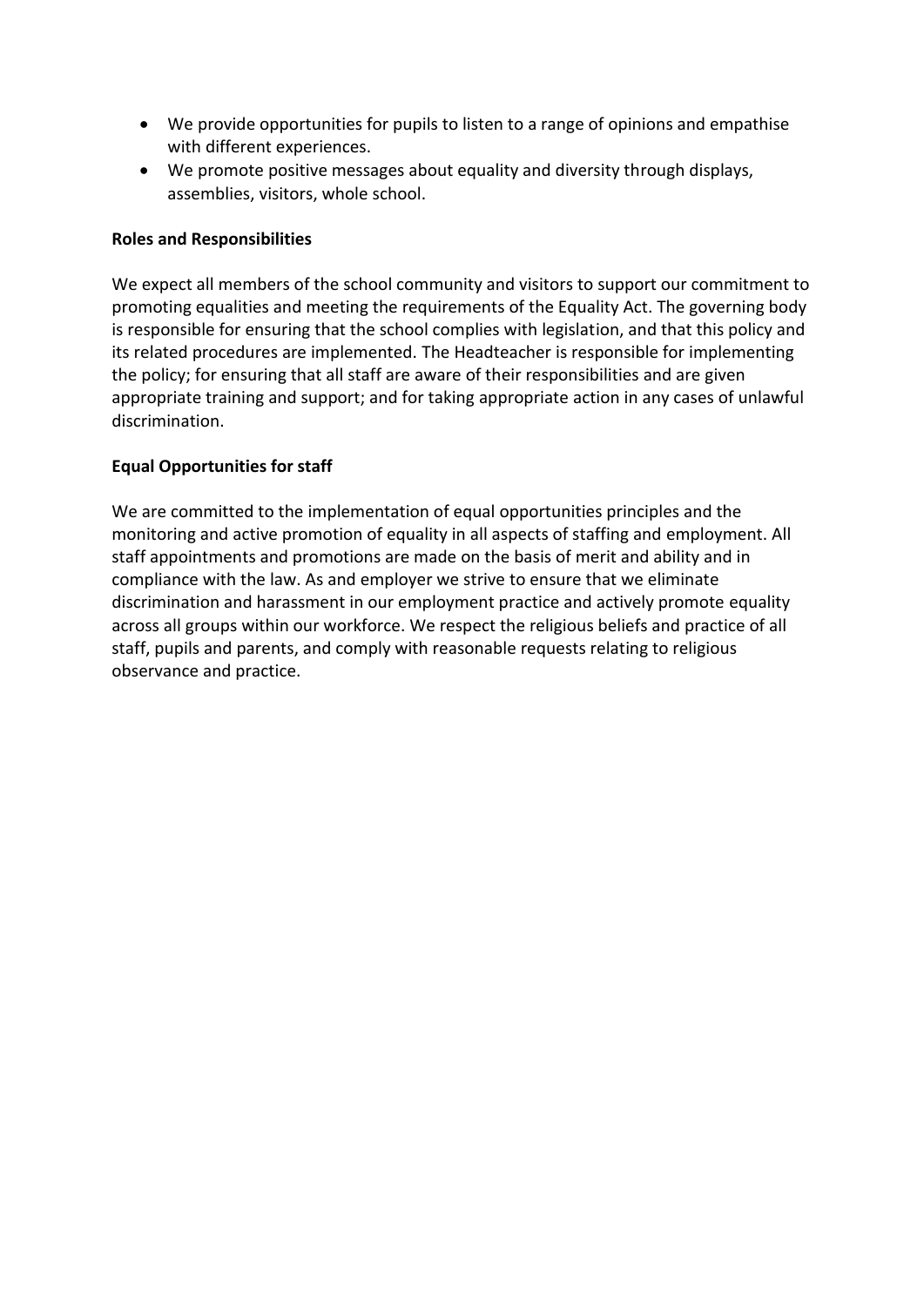- We provide opportunities for pupils to listen to a range of opinions and empathise with different experiences.
- We promote positive messages about equality and diversity through displays, assemblies, visitors, whole school.

**Roles and Responsibilities**

We expect all members of the school community and visitors to support our commitment to promoting equalities and meeting the requirements of the Equality Act. The governing body is responsible for ensuring that the school complies with legislation, and that this policy and its related procedures are implemented. The Headteacher is responsible for implementing the policy; for ensuring that all staff are aware of their responsibilities and are given appropriate training and support; and for taking appropriate action in any cases of unlawful discrimination.

**Equal Opportunities for staff**

We are committed to the implementation of equal opportunities principles and the monitoring and active promotion of equality in all aspects of staffing and employment. All staff appointments and promotions are made on the basis of merit and ability and in compliance with the law. As and employer we strive to ensure that we eliminate discrimination and harassment in our employment practice and actively promote equality across all groups within our workforce. We respect the religious beliefs and practice of all staff, pupils and parents, and comply with reasonable requests relating to religious observance and practice.